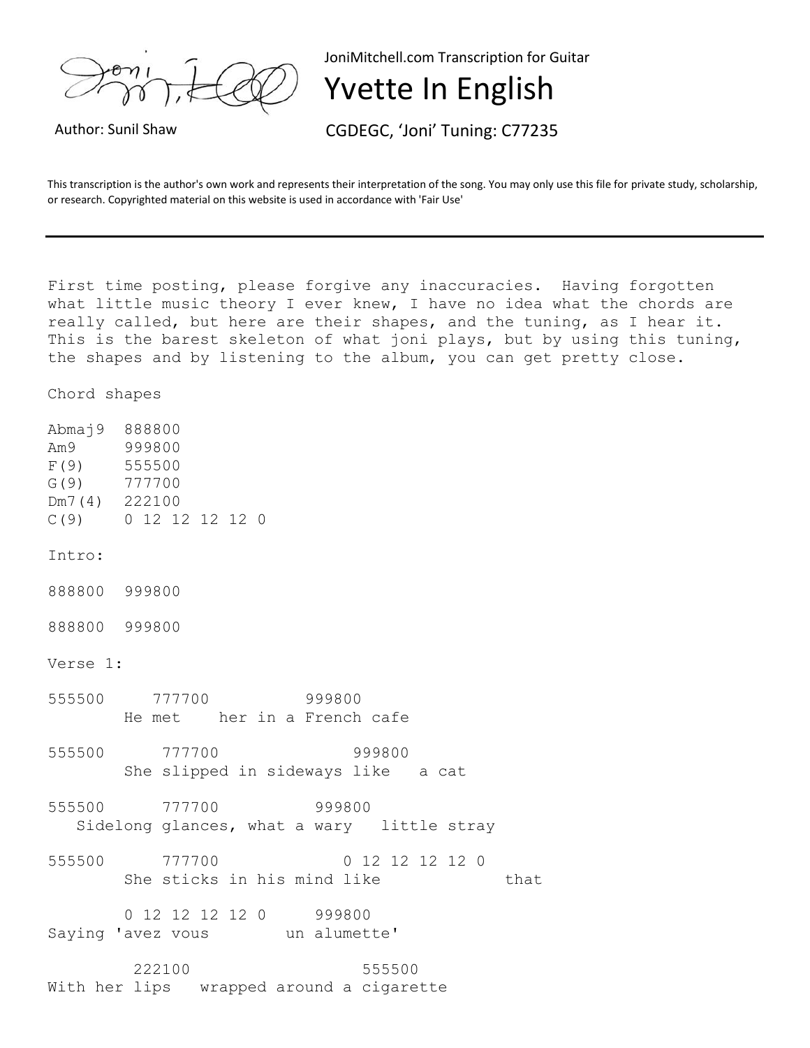JoniMitchell.com Transcription for Guitar

# Yvette In English

Author: Sunil Shaw

CGDEGC, 'Joni' Tuning: C77235

This transcription is the author's own work and represents their interpretation of the song. You may only use this file for private study, scholarship, or research. Copyrighted material on this website is used in accordance with 'Fair Use'

---

```
First time posting, please forgive any inaccuracies.  Having forgotten
what little music theory I ever knew, I have no idea what the chords are
really called, but here are their shapes, and the tuning, as I hear it.
This is the barest skeleton of what joni plays, but by using this tuning,
the shapes and by listening to the album, you can get pretty close.

Chord shapes

Abmaj9  888800
Am9     999800
F(9)    555500
G(9)    777700
Dm7(4)  222100
C(9)    0 12 12 12 12 0

Intro:

888800  999800

888800  999800

Verse 1:

555500     777700          999800
        He met    her in a French cafe

555500      777700              999800
        She slipped in sideways like   a cat

555500      777700            999800
   Sidelong glances, what a wary   little stray

555500      777700             0 12 12 12 12 0
        She sticks in his mind like             that

        0 12 12 12 12 0     999800
Saying 'avez vous        un alumette'

         222100                  555500
With her lips   wrapped around a cigarette
```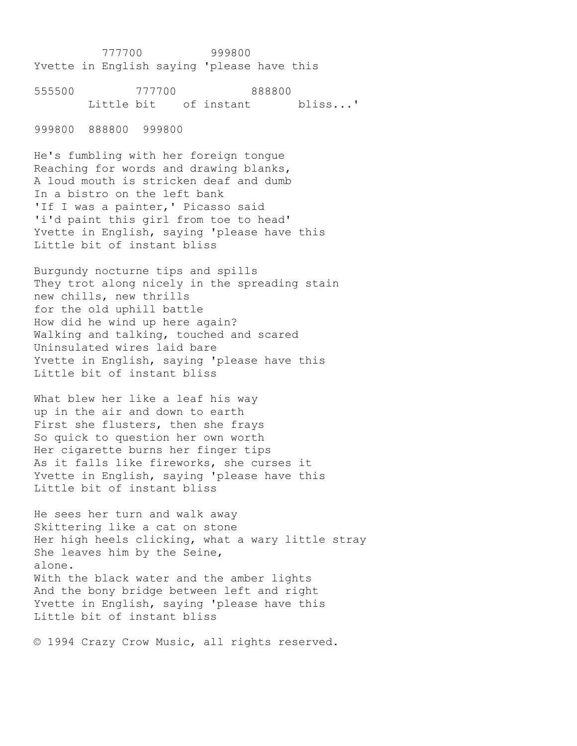```
          777700          999800
Yvette in English saying 'please have this

555500         777700           888800
        Little bit    of instant       bliss...'

999800  888800  999800
```

He's fumbling with her foreign tongue
Reaching for words and drawing blanks,
A loud mouth is stricken deaf and dumb
In a bistro on the left bank
'If I was a painter,' Picasso said
'i'd paint this girl from toe to head'
Yvette in English, saying 'please have this
Little bit of instant bliss

Burgundy nocturne tips and spills
They trot along nicely in the spreading stain
new chills, new thrills
for the old uphill battle
How did he wind up here again?
Walking and talking, touched and scared
Uninsulated wires laid bare
Yvette in English, saying 'please have this
Little bit of instant bliss

What blew her like a leaf his way
up in the air and down to earth
First she flusters, then she frays
So quick to question her own worth
Her cigarette burns her finger tips
As it falls like fireworks, she curses it
Yvette in English, saying 'please have this
Little bit of instant bliss

He sees her turn and walk away
Skittering like a cat on stone
Her high heels clicking, what a wary little stray
She leaves him by the Seine,
alone.
With the black water and the amber lights
And the bony bridge between left and right
Yvette in English, saying 'please have this
Little bit of instant bliss

© 1994 Crazy Crow Music, all rights reserved.